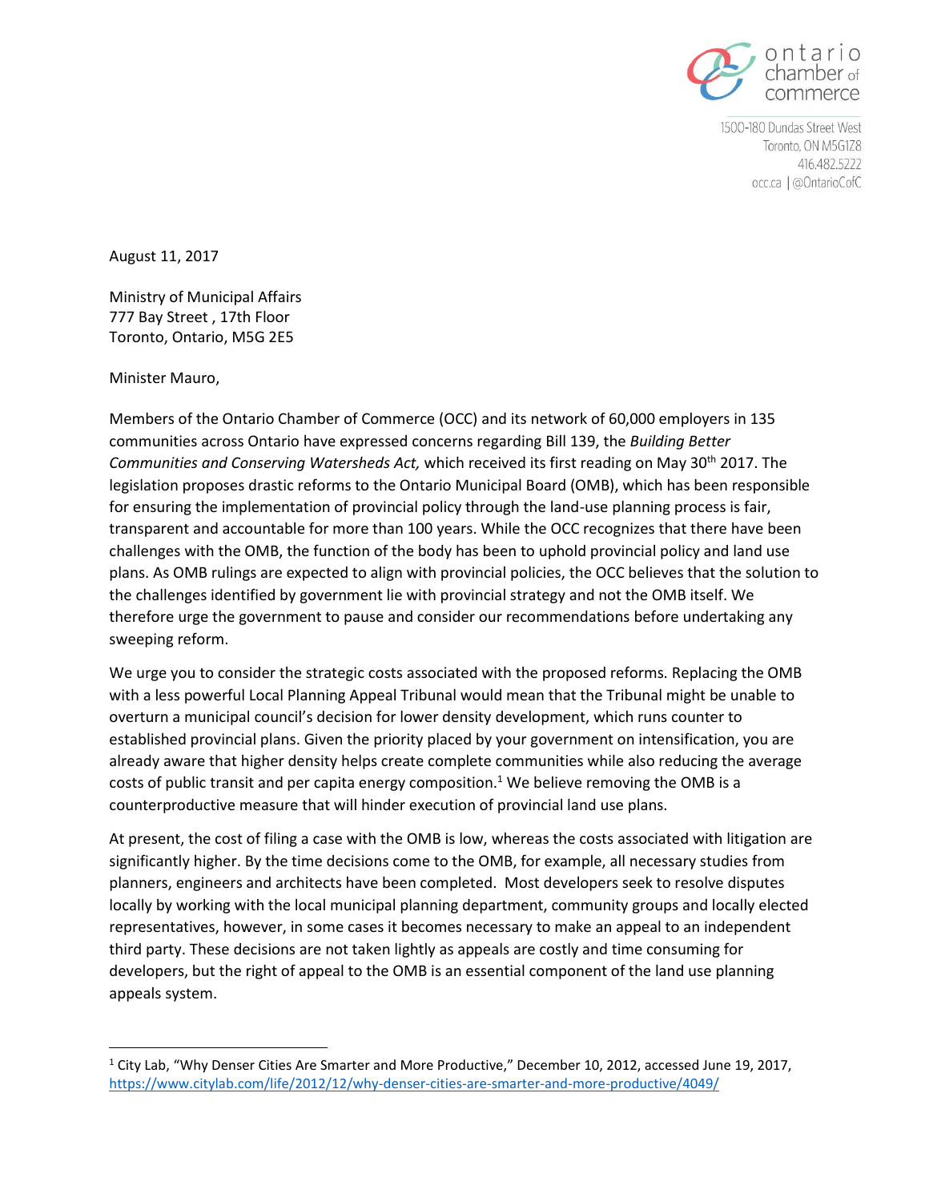ontario chamber of commerce

1500-180 Dundas Street West
Toronto, ON M5G1Z8
416.482.5222
occ.ca | @OntarioCofC

August 11, 2017

Ministry of Municipal Affairs
777 Bay Street , 17th Floor
Toronto, Ontario, M5G 2E5

Minister Mauro,

Members of the Ontario Chamber of Commerce (OCC) and its network of 60,000 employers in 135 communities across Ontario have expressed concerns regarding Bill 139, the *Building Better Communities and Conserving Watersheds Act,* which received its first reading on May 30th 2017. The legislation proposes drastic reforms to the Ontario Municipal Board (OMB), which has been responsible for ensuring the implementation of provincial policy through the land-use planning process is fair, transparent and accountable for more than 100 years. While the OCC recognizes that there have been challenges with the OMB, the function of the body has been to uphold provincial policy and land use plans. As OMB rulings are expected to align with provincial policies, the OCC believes that the solution to the challenges identified by government lie with provincial strategy and not the OMB itself. We therefore urge the government to pause and consider our recommendations before undertaking any sweeping reform.

We urge you to consider the strategic costs associated with the proposed reforms. Replacing the OMB with a less powerful Local Planning Appeal Tribunal would mean that the Tribunal might be unable to overturn a municipal council's decision for lower density development, which runs counter to established provincial plans. Given the priority placed by your government on intensification, you are already aware that higher density helps create complete communities while also reducing the average costs of public transit and per capita energy composition.[1] We believe removing the OMB is a counterproductive measure that will hinder execution of provincial land use plans.

At present, the cost of filing a case with the OMB is low, whereas the costs associated with litigation are significantly higher. By the time decisions come to the OMB, for example, all necessary studies from planners, engineers and architects have been completed. Most developers seek to resolve disputes locally by working with the local municipal planning department, community groups and locally elected representatives, however, in some cases it becomes necessary to make an appeal to an independent third party. These decisions are not taken lightly as appeals are costly and time consuming for developers, but the right of appeal to the OMB is an essential component of the land use planning appeals system.

---

[1] City Lab, "Why Denser Cities Are Smarter and More Productive," December 10, 2012, accessed June 19, 2017, https://www.citylab.com/life/2012/12/why-denser-cities-are-smarter-and-more-productive/4049/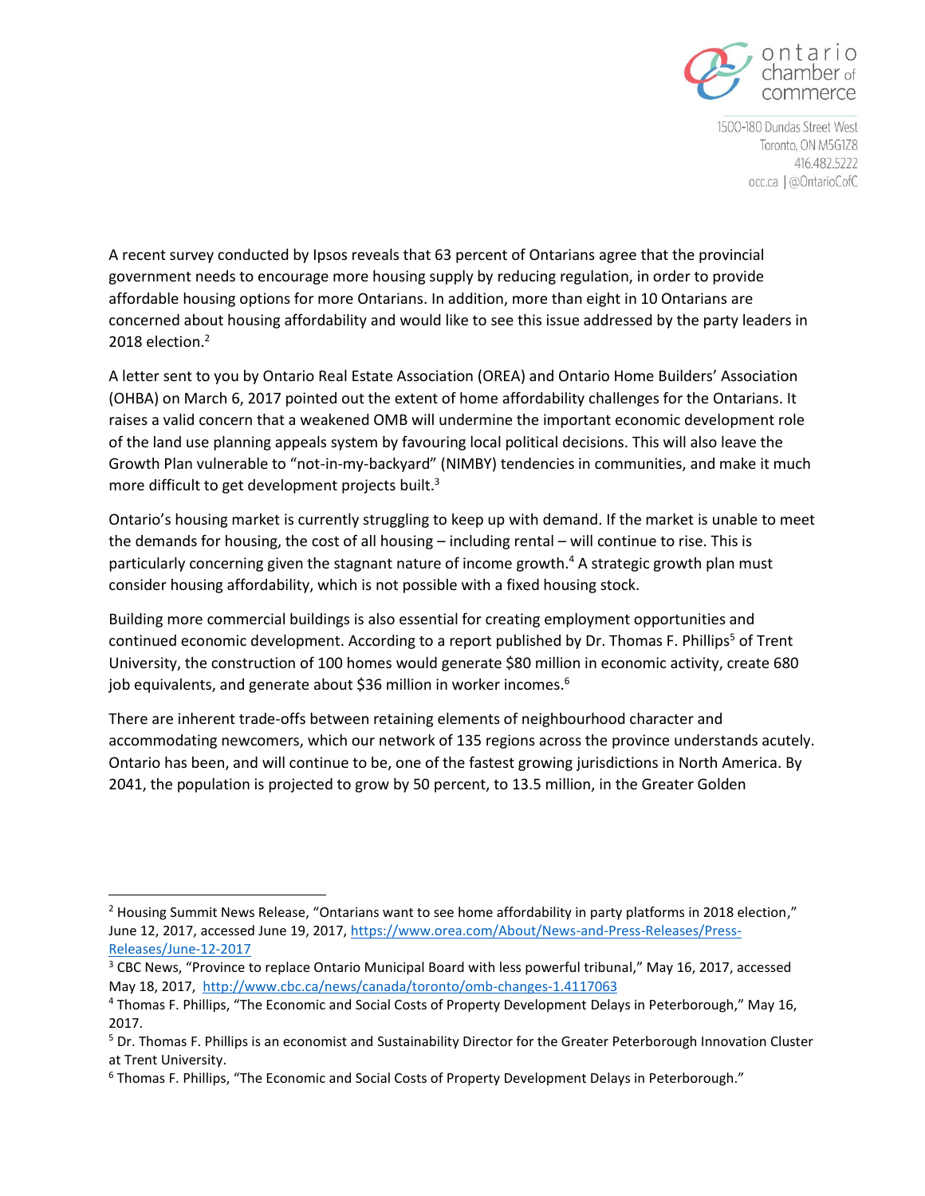A recent survey conducted by Ipsos reveals that 63 percent of Ontarians agree that the provincial government needs to encourage more housing supply by reducing regulation, in order to provide affordable housing options for more Ontarians. In addition, more than eight in 10 Ontarians are concerned about housing affordability and would like to see this issue addressed by the party leaders in 2018 election.[2]

A letter sent to you by Ontario Real Estate Association (OREA) and Ontario Home Builders' Association (OHBA) on March 6, 2017 pointed out the extent of home affordability challenges for the Ontarians. It raises a valid concern that a weakened OMB will undermine the important economic development role of the land use planning appeals system by favouring local political decisions. This will also leave the Growth Plan vulnerable to "not-in-my-backyard" (NIMBY) tendencies in communities, and make it much more difficult to get development projects built.[3]

Ontario's housing market is currently struggling to keep up with demand. If the market is unable to meet the demands for housing, the cost of all housing – including rental – will continue to rise. This is particularly concerning given the stagnant nature of income growth.[4] A strategic growth plan must consider housing affordability, which is not possible with a fixed housing stock.

Building more commercial buildings is also essential for creating employment opportunities and continued economic development. According to a report published by Dr. Thomas F. Phillips[5] of Trent University, the construction of 100 homes would generate $80 million in economic activity, create 680 job equivalents, and generate about $36 million in worker incomes.[6]

There are inherent trade-offs between retaining elements of neighbourhood character and accommodating newcomers, which our network of 135 regions across the province understands acutely. Ontario has been, and will continue to be, one of the fastest growing jurisdictions in North America. By 2041, the population is projected to grow by 50 percent, to 13.5 million, in the Greater Golden

---

[2] Housing Summit News Release, "Ontarians want to see home affordability in party platforms in 2018 election," June 12, 2017, accessed June 19, 2017, https://www.orea.com/About/News-and-Press-Releases/Press-Releases/June-12-2017

[3] CBC News, "Province to replace Ontario Municipal Board with less powerful tribunal," May 16, 2017, accessed May 18, 2017, http://www.cbc.ca/news/canada/toronto/omb-changes-1.4117063

[4] Thomas F. Phillips, "The Economic and Social Costs of Property Development Delays in Peterborough," May 16, 2017.

[5] Dr. Thomas F. Phillips is an economist and Sustainability Director for the Greater Peterborough Innovation Cluster at Trent University.

[6] Thomas F. Phillips, "The Economic and Social Costs of Property Development Delays in Peterborough."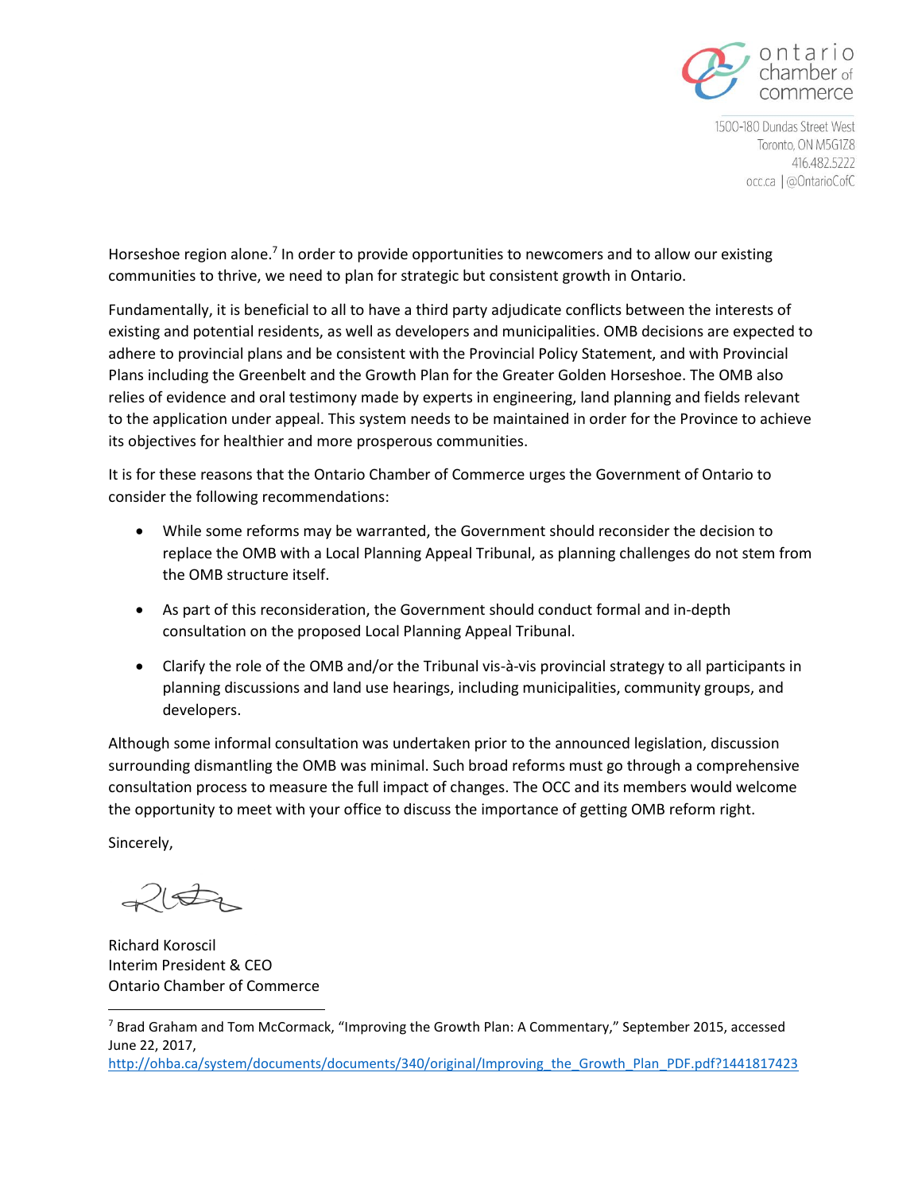Horseshoe region alone.[7] In order to provide opportunities to newcomers and to allow our existing communities to thrive, we need to plan for strategic but consistent growth in Ontario.

Fundamentally, it is beneficial to all to have a third party adjudicate conflicts between the interests of existing and potential residents, as well as developers and municipalities. OMB decisions are expected to adhere to provincial plans and be consistent with the Provincial Policy Statement, and with Provincial Plans including the Greenbelt and the Growth Plan for the Greater Golden Horseshoe. The OMB also relies of evidence and oral testimony made by experts in engineering, land planning and fields relevant to the application under appeal. This system needs to be maintained in order for the Province to achieve its objectives for healthier and more prosperous communities.

It is for these reasons that the Ontario Chamber of Commerce urges the Government of Ontario to consider the following recommendations:

- While some reforms may be warranted, the Government should reconsider the decision to replace the OMB with a Local Planning Appeal Tribunal, as planning challenges do not stem from the OMB structure itself.
- As part of this reconsideration, the Government should conduct formal and in-depth consultation on the proposed Local Planning Appeal Tribunal.
- Clarify the role of the OMB and/or the Tribunal vis-à-vis provincial strategy to all participants in planning discussions and land use hearings, including municipalities, community groups, and developers.

Although some informal consultation was undertaken prior to the announced legislation, discussion surrounding dismantling the OMB was minimal. Such broad reforms must go through a comprehensive consultation process to measure the full impact of changes. The OCC and its members would welcome the opportunity to meet with your office to discuss the importance of getting OMB reform right.

Sincerely,

Richard Koroscil
Interim President & CEO
Ontario Chamber of Commerce

---

[7] Brad Graham and Tom McCormack, "Improving the Growth Plan: A Commentary," September 2015, accessed June 22, 2017, http://ohba.ca/system/documents/documents/340/original/Improving_the_Growth_Plan_PDF.pdf?1441817423